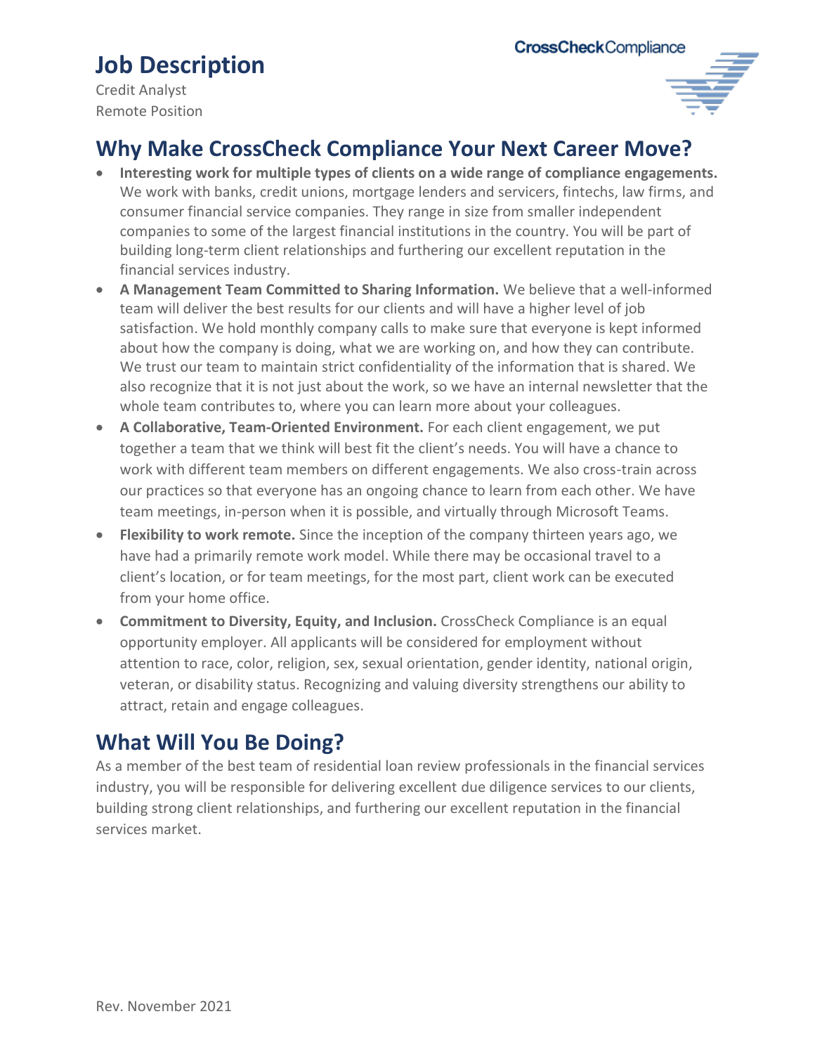# Job Description

Credit Analyst
Remote Position

CrossCheckCompliance

## Why Make CrossCheck Compliance Your Next Career Move?

- **Interesting work for multiple types of clients on a wide range of compliance engagements.** We work with banks, credit unions, mortgage lenders and servicers, fintechs, law firms, and consumer financial service companies. They range in size from smaller independent companies to some of the largest financial institutions in the country. You will be part of building long-term client relationships and furthering our excellent reputation in the financial services industry.
- **A Management Team Committed to Sharing Information.** We believe that a well-informed team will deliver the best results for our clients and will have a higher level of job satisfaction. We hold monthly company calls to make sure that everyone is kept informed about how the company is doing, what we are working on, and how they can contribute. We trust our team to maintain strict confidentiality of the information that is shared. We also recognize that it is not just about the work, so we have an internal newsletter that the whole team contributes to, where you can learn more about your colleagues.
- **A Collaborative, Team-Oriented Environment.** For each client engagement, we put together a team that we think will best fit the client's needs. You will have a chance to work with different team members on different engagements. We also cross-train across our practices so that everyone has an ongoing chance to learn from each other. We have team meetings, in-person when it is possible, and virtually through Microsoft Teams.
- **Flexibility to work remote.** Since the inception of the company thirteen years ago, we have had a primarily remote work model. While there may be occasional travel to a client's location, or for team meetings, for the most part, client work can be executed from your home office.
- **Commitment to Diversity, Equity, and Inclusion.** CrossCheck Compliance is an equal opportunity employer. All applicants will be considered for employment without attention to race, color, religion, sex, sexual orientation, gender identity, national origin, veteran, or disability status. Recognizing and valuing diversity strengthens our ability to attract, retain and engage colleagues.

## What Will You Be Doing?

As a member of the best team of residential loan review professionals in the financial services industry, you will be responsible for delivering excellent due diligence services to our clients, building strong client relationships, and furthering our excellent reputation in the financial services market.

Rev. November 2021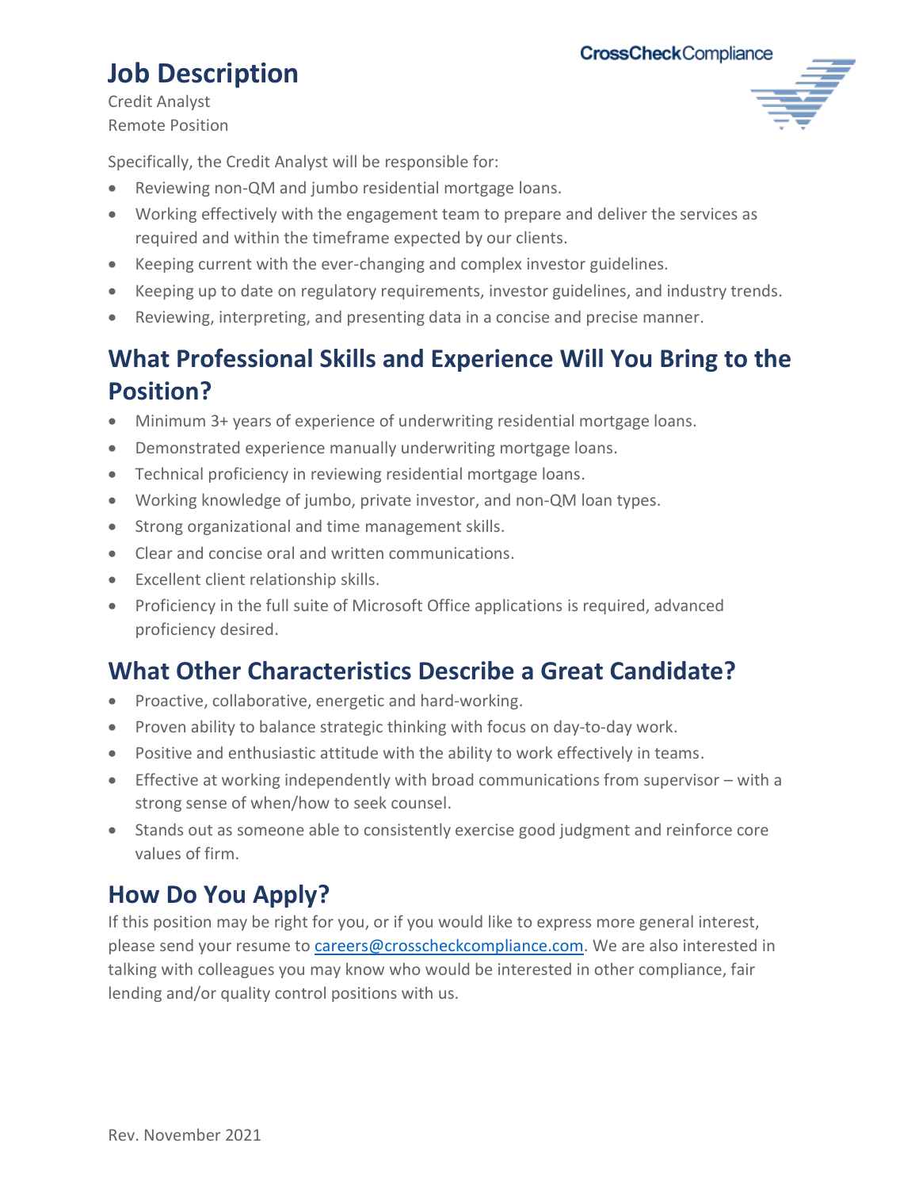# Job Description

Credit Analyst
Remote Position

Specifically, the Credit Analyst will be responsible for:

- Reviewing non-QM and jumbo residential mortgage loans.
- Working effectively with the engagement team to prepare and deliver the services as required and within the timeframe expected by our clients.
- Keeping current with the ever-changing and complex investor guidelines.
- Keeping up to date on regulatory requirements, investor guidelines, and industry trends.
- Reviewing, interpreting, and presenting data in a concise and precise manner.

## What Professional Skills and Experience Will You Bring to the Position?

- Minimum 3+ years of experience of underwriting residential mortgage loans.
- Demonstrated experience manually underwriting mortgage loans.
- Technical proficiency in reviewing residential mortgage loans.
- Working knowledge of jumbo, private investor, and non-QM loan types.
- Strong organizational and time management skills.
- Clear and concise oral and written communications.
- Excellent client relationship skills.
- Proficiency in the full suite of Microsoft Office applications is required, advanced proficiency desired.

## What Other Characteristics Describe a Great Candidate?

- Proactive, collaborative, energetic and hard-working.
- Proven ability to balance strategic thinking with focus on day-to-day work.
- Positive and enthusiastic attitude with the ability to work effectively in teams.
- Effective at working independently with broad communications from supervisor – with a strong sense of when/how to seek counsel.
- Stands out as someone able to consistently exercise good judgment and reinforce core values of firm.

## How Do You Apply?

If this position may be right for you, or if you would like to express more general interest, please send your resume to careers@crosscheckcompliance.com. We are also interested in talking with colleagues you may know who would be interested in other compliance, fair lending and/or quality control positions with us.

Rev. November 2021